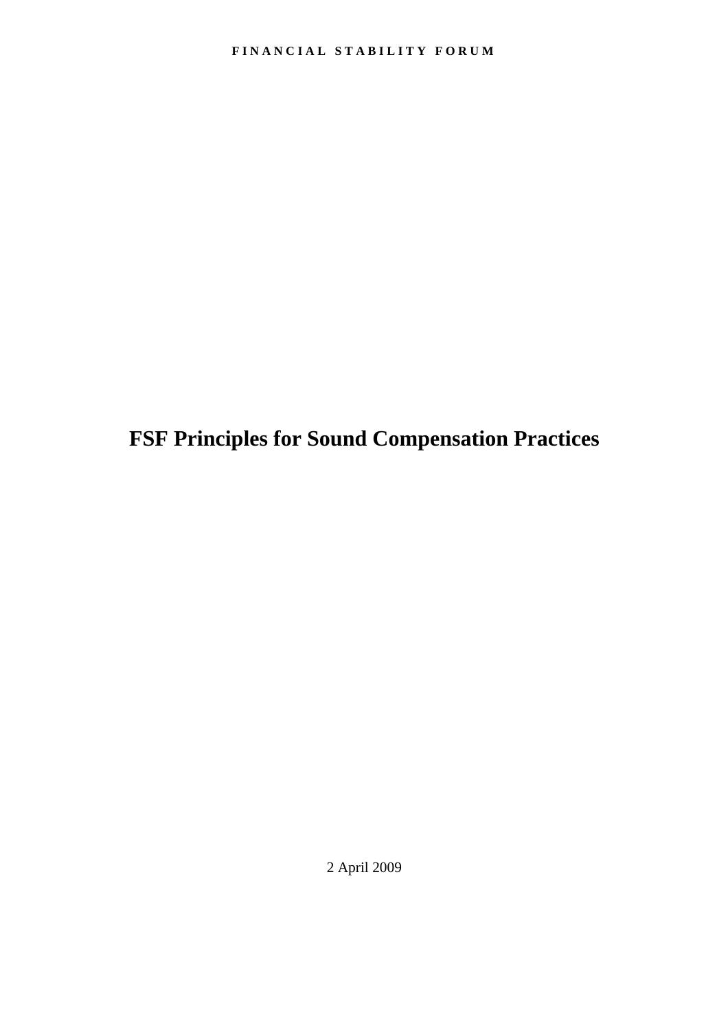FINANCIAL STABILITY FORUM

# FSF Principles for Sound Compensation Practices

2 April 2009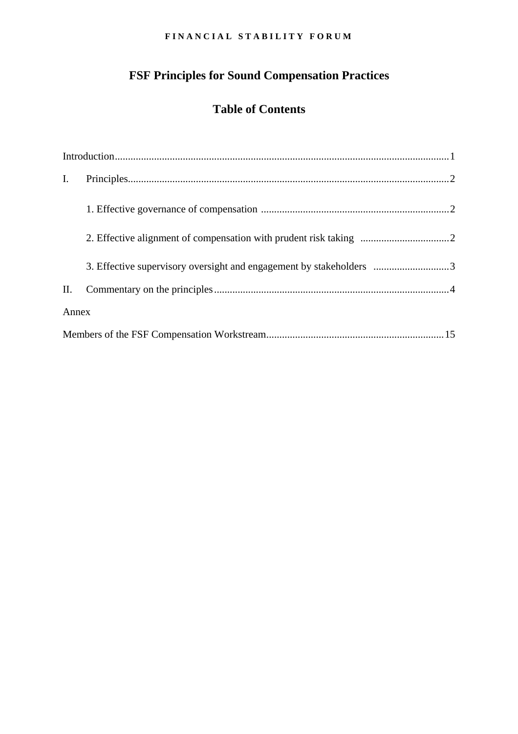FINANCIAL STABILITY FORUM

# FSF Principles for Sound Compensation Practices

## Table of Contents

Introduction ..... 1

I. Principles ..... 2

- 1. Effective governance of compensation ..... 2
- 2. Effective alignment of compensation with prudent risk taking ..... 2
- 3. Effective supervisory oversight and engagement by stakeholders ..... 3

II. Commentary on the principles ..... 4

Annex

Members of the FSF Compensation Workstream ..... 15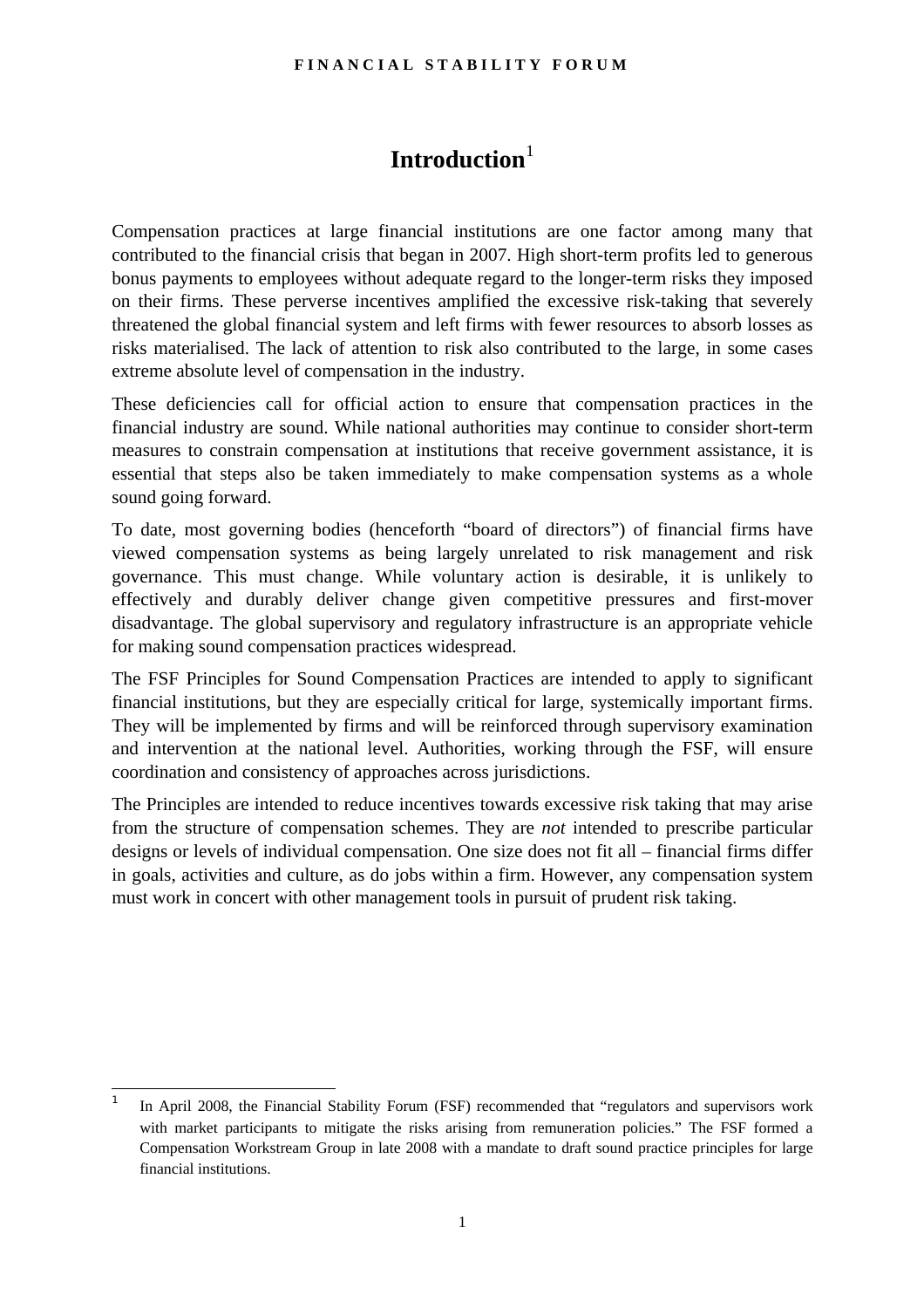# Introduction[1]

Compensation practices at large financial institutions are one factor among many that contributed to the financial crisis that began in 2007. High short-term profits led to generous bonus payments to employees without adequate regard to the longer-term risks they imposed on their firms. These perverse incentives amplified the excessive risk-taking that severely threatened the global financial system and left firms with fewer resources to absorb losses as risks materialised. The lack of attention to risk also contributed to the large, in some cases extreme absolute level of compensation in the industry.

These deficiencies call for official action to ensure that compensation practices in the financial industry are sound. While national authorities may continue to consider short-term measures to constrain compensation at institutions that receive government assistance, it is essential that steps also be taken immediately to make compensation systems as a whole sound going forward.

To date, most governing bodies (henceforth "board of directors") of financial firms have viewed compensation systems as being largely unrelated to risk management and risk governance. This must change. While voluntary action is desirable, it is unlikely to effectively and durably deliver change given competitive pressures and first-mover disadvantage. The global supervisory and regulatory infrastructure is an appropriate vehicle for making sound compensation practices widespread.

The FSF Principles for Sound Compensation Practices are intended to apply to significant financial institutions, but they are especially critical for large, systemically important firms. They will be implemented by firms and will be reinforced through supervisory examination and intervention at the national level. Authorities, working through the FSF, will ensure coordination and consistency of approaches across jurisdictions.

The Principles are intended to reduce incentives towards excessive risk taking that may arise from the structure of compensation schemes. They are *not* intended to prescribe particular designs or levels of individual compensation. One size does not fit all – financial firms differ in goals, activities and culture, as do jobs within a firm. However, any compensation system must work in concert with other management tools in pursuit of prudent risk taking.

[1] In April 2008, the Financial Stability Forum (FSF) recommended that "regulators and supervisors work with market participants to mitigate the risks arising from remuneration policies." The FSF formed a Compensation Workstream Group in late 2008 with a mandate to draft sound practice principles for large financial institutions.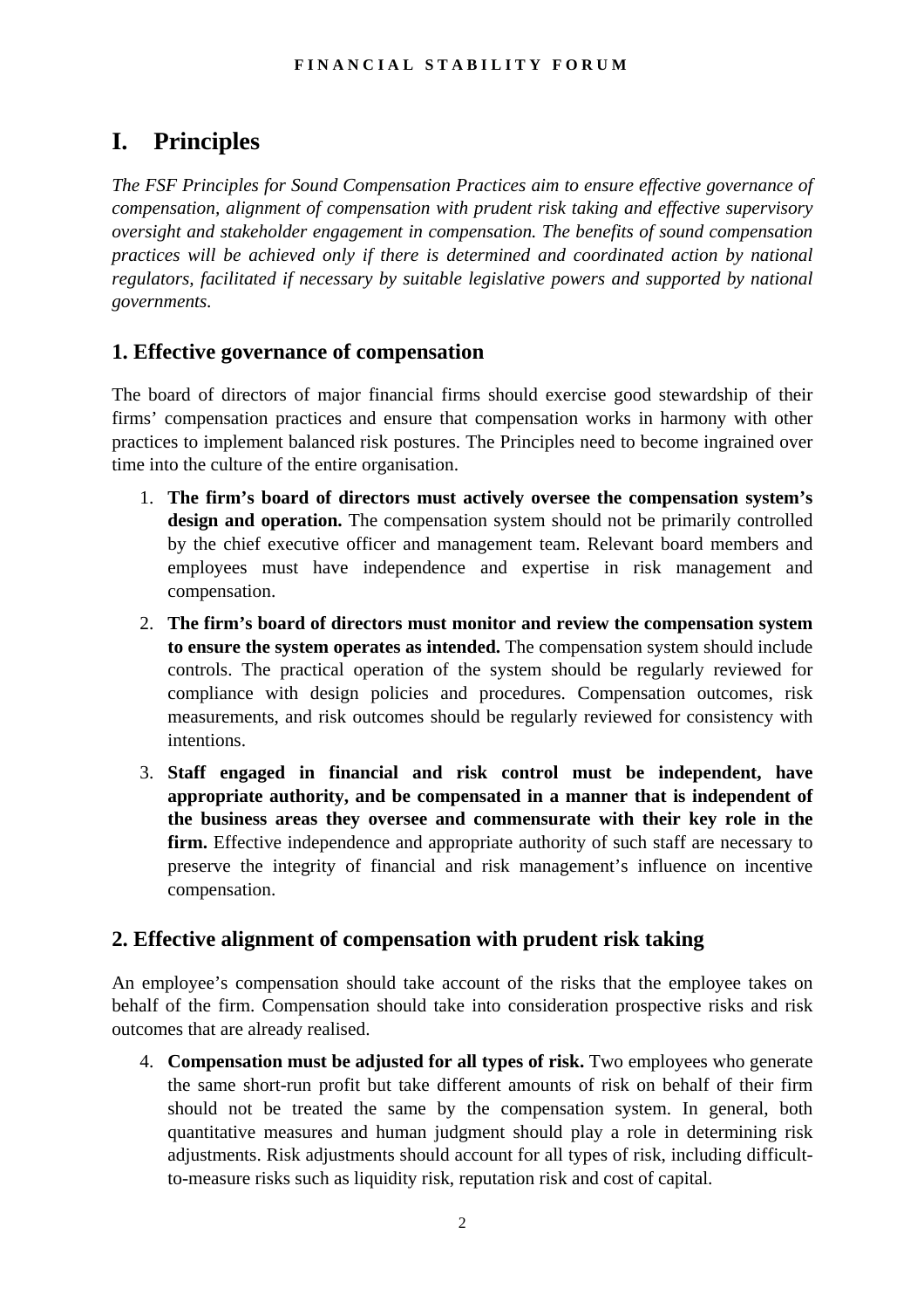# I. Principles

*The FSF Principles for Sound Compensation Practices aim to ensure effective governance of compensation, alignment of compensation with prudent risk taking and effective supervisory oversight and stakeholder engagement in compensation. The benefits of sound compensation practices will be achieved only if there is determined and coordinated action by national regulators, facilitated if necessary by suitable legislative powers and supported by national governments.*

## 1. Effective governance of compensation

The board of directors of major financial firms should exercise good stewardship of their firms' compensation practices and ensure that compensation works in harmony with other practices to implement balanced risk postures. The Principles need to become ingrained over time into the culture of the entire organisation.

1. **The firm's board of directors must actively oversee the compensation system's design and operation.** The compensation system should not be primarily controlled by the chief executive officer and management team. Relevant board members and employees must have independence and expertise in risk management and compensation.
2. **The firm's board of directors must monitor and review the compensation system to ensure the system operates as intended.** The compensation system should include controls. The practical operation of the system should be regularly reviewed for compliance with design policies and procedures. Compensation outcomes, risk measurements, and risk outcomes should be regularly reviewed for consistency with intentions.
3. **Staff engaged in financial and risk control must be independent, have appropriate authority, and be compensated in a manner that is independent of the business areas they oversee and commensurate with their key role in the firm.** Effective independence and appropriate authority of such staff are necessary to preserve the integrity of financial and risk management's influence on incentive compensation.

## 2. Effective alignment of compensation with prudent risk taking

An employee's compensation should take account of the risks that the employee takes on behalf of the firm. Compensation should take into consideration prospective risks and risk outcomes that are already realised.

4. **Compensation must be adjusted for all types of risk.** Two employees who generate the same short-run profit but take different amounts of risk on behalf of their firm should not be treated the same by the compensation system. In general, both quantitative measures and human judgment should play a role in determining risk adjustments. Risk adjustments should account for all types of risk, including difficult-to-measure risks such as liquidity risk, reputation risk and cost of capital.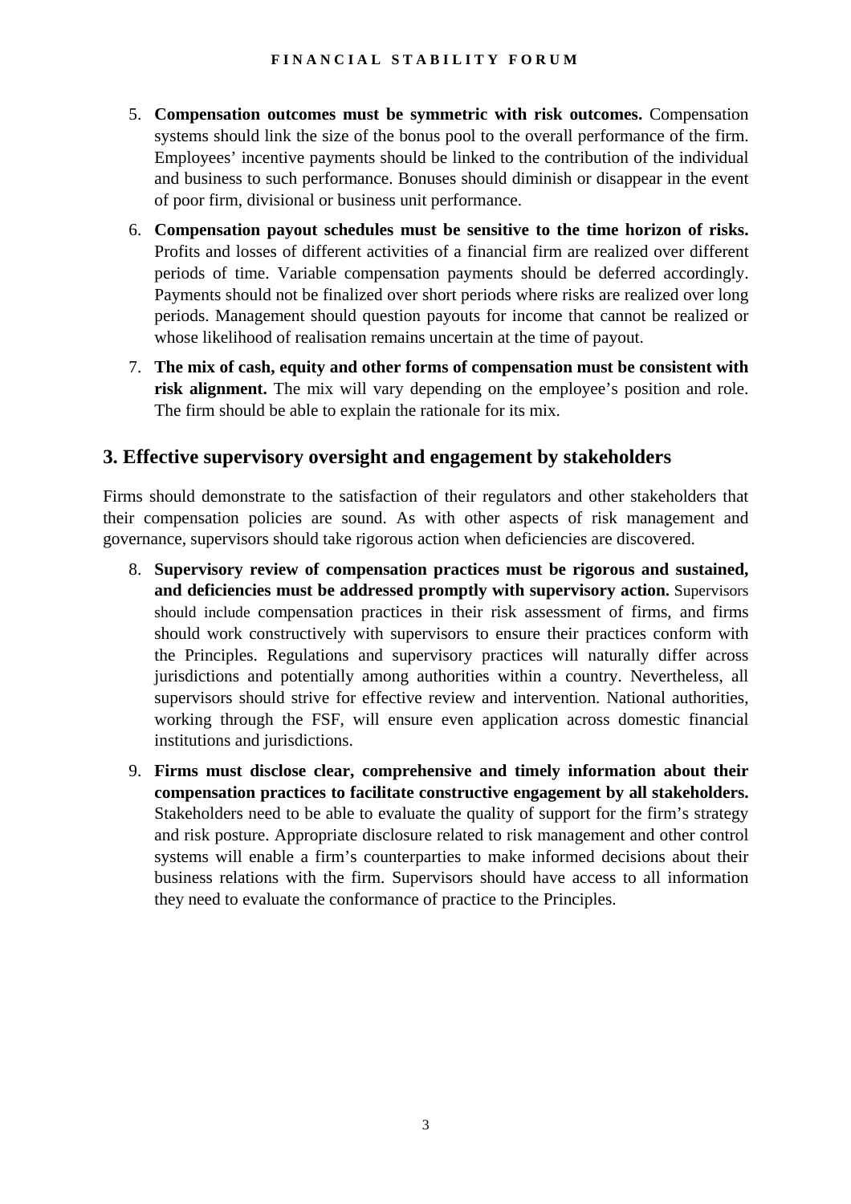5. **Compensation outcomes must be symmetric with risk outcomes.** Compensation systems should link the size of the bonus pool to the overall performance of the firm. Employees' incentive payments should be linked to the contribution of the individual and business to such performance. Bonuses should diminish or disappear in the event of poor firm, divisional or business unit performance.

6. **Compensation payout schedules must be sensitive to the time horizon of risks.** Profits and losses of different activities of a financial firm are realized over different periods of time. Variable compensation payments should be deferred accordingly. Payments should not be finalized over short periods where risks are realized over long periods. Management should question payouts for income that cannot be realized or whose likelihood of realisation remains uncertain at the time of payout.

7. **The mix of cash, equity and other forms of compensation must be consistent with risk alignment.** The mix will vary depending on the employee's position and role. The firm should be able to explain the rationale for its mix.

## 3. Effective supervisory oversight and engagement by stakeholders

Firms should demonstrate to the satisfaction of their regulators and other stakeholders that their compensation policies are sound. As with other aspects of risk management and governance, supervisors should take rigorous action when deficiencies are discovered.

8. **Supervisory review of compensation practices must be rigorous and sustained, and deficiencies must be addressed promptly with supervisory action.** Supervisors should include compensation practices in their risk assessment of firms, and firms should work constructively with supervisors to ensure their practices conform with the Principles. Regulations and supervisory practices will naturally differ across jurisdictions and potentially among authorities within a country. Nevertheless, all supervisors should strive for effective review and intervention. National authorities, working through the FSF, will ensure even application across domestic financial institutions and jurisdictions.

9. **Firms must disclose clear, comprehensive and timely information about their compensation practices to facilitate constructive engagement by all stakeholders.** Stakeholders need to be able to evaluate the quality of support for the firm's strategy and risk posture. Appropriate disclosure related to risk management and other control systems will enable a firm's counterparties to make informed decisions about their business relations with the firm. Supervisors should have access to all information they need to evaluate the conformance of practice to the Principles.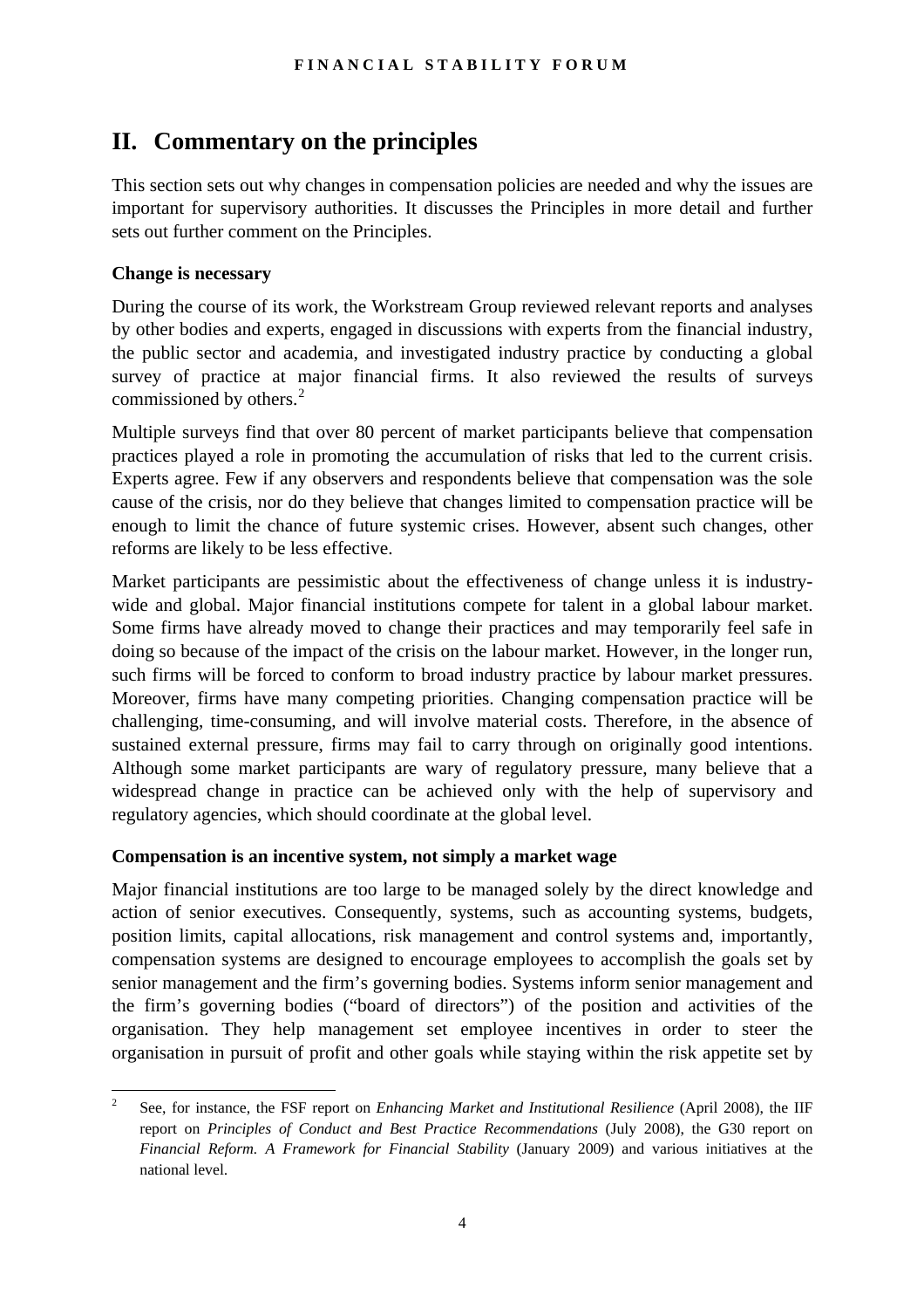## II. Commentary on the principles

This section sets out why changes in compensation policies are needed and why the issues are important for supervisory authorities. It discusses the Principles in more detail and further sets out further comment on the Principles.

**Change is necessary**

During the course of its work, the Workstream Group reviewed relevant reports and analyses by other bodies and experts, engaged in discussions with experts from the financial industry, the public sector and academia, and investigated industry practice by conducting a global survey of practice at major financial firms. It also reviewed the results of surveys commissioned by others.[2]

Multiple surveys find that over 80 percent of market participants believe that compensation practices played a role in promoting the accumulation of risks that led to the current crisis. Experts agree. Few if any observers and respondents believe that compensation was the sole cause of the crisis, nor do they believe that changes limited to compensation practice will be enough to limit the chance of future systemic crises. However, absent such changes, other reforms are likely to be less effective.

Market participants are pessimistic about the effectiveness of change unless it is industry-wide and global. Major financial institutions compete for talent in a global labour market. Some firms have already moved to change their practices and may temporarily feel safe in doing so because of the impact of the crisis on the labour market. However, in the longer run, such firms will be forced to conform to broad industry practice by labour market pressures. Moreover, firms have many competing priorities. Changing compensation practice will be challenging, time-consuming, and will involve material costs. Therefore, in the absence of sustained external pressure, firms may fail to carry through on originally good intentions. Although some market participants are wary of regulatory pressure, many believe that a widespread change in practice can be achieved only with the help of supervisory and regulatory agencies, which should coordinate at the global level.

**Compensation is an incentive system, not simply a market wage**

Major financial institutions are too large to be managed solely by the direct knowledge and action of senior executives. Consequently, systems, such as accounting systems, budgets, position limits, capital allocations, risk management and control systems and, importantly, compensation systems are designed to encourage employees to accomplish the goals set by senior management and the firm's governing bodies. Systems inform senior management and the firm's governing bodies ("board of directors") of the position and activities of the organisation. They help management set employee incentives in order to steer the organisation in pursuit of profit and other goals while staying within the risk appetite set by

---

[2] See, for instance, the FSF report on *Enhancing Market and Institutional Resilience* (April 2008), the IIF report on *Principles of Conduct and Best Practice Recommendations* (July 2008), the G30 report on *Financial Reform. A Framework for Financial Stability* (January 2009) and various initiatives at the national level.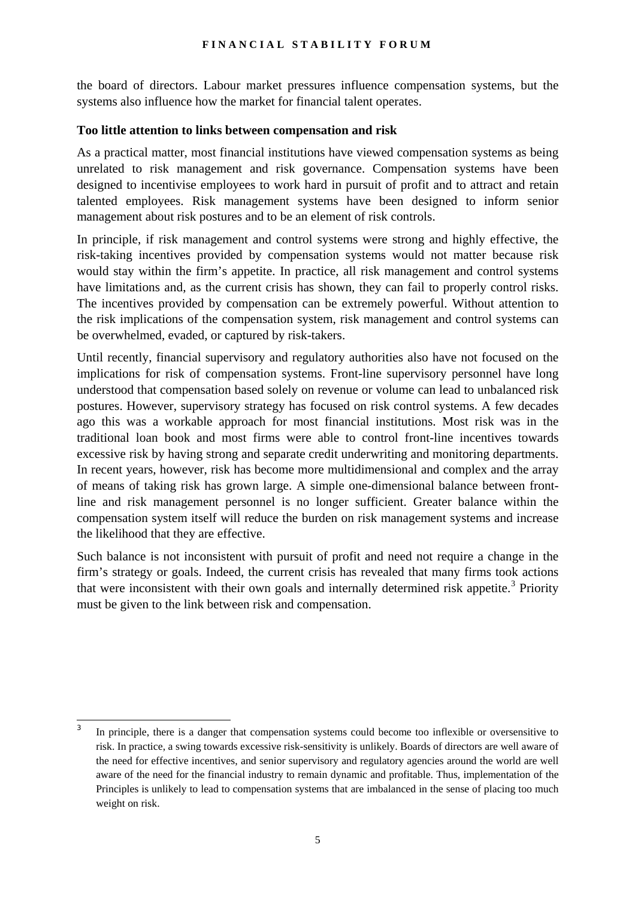the board of directors. Labour market pressures influence compensation systems, but the systems also influence how the market for financial talent operates.

**Too little attention to links between compensation and risk**

As a practical matter, most financial institutions have viewed compensation systems as being unrelated to risk management and risk governance. Compensation systems have been designed to incentivise employees to work hard in pursuit of profit and to attract and retain talented employees. Risk management systems have been designed to inform senior management about risk postures and to be an element of risk controls.

In principle, if risk management and control systems were strong and highly effective, the risk-taking incentives provided by compensation systems would not matter because risk would stay within the firm's appetite. In practice, all risk management and control systems have limitations and, as the current crisis has shown, they can fail to properly control risks. The incentives provided by compensation can be extremely powerful. Without attention to the risk implications of the compensation system, risk management and control systems can be overwhelmed, evaded, or captured by risk-takers.

Until recently, financial supervisory and regulatory authorities also have not focused on the implications for risk of compensation systems. Front-line supervisory personnel have long understood that compensation based solely on revenue or volume can lead to unbalanced risk postures. However, supervisory strategy has focused on risk control systems. A few decades ago this was a workable approach for most financial institutions. Most risk was in the traditional loan book and most firms were able to control front-line incentives towards excessive risk by having strong and separate credit underwriting and monitoring departments. In recent years, however, risk has become more multidimensional and complex and the array of means of taking risk has grown large. A simple one-dimensional balance between front-line and risk management personnel is no longer sufficient. Greater balance within the compensation system itself will reduce the burden on risk management systems and increase the likelihood that they are effective.

Such balance is not inconsistent with pursuit of profit and need not require a change in the firm's strategy or goals. Indeed, the current crisis has revealed that many firms took actions that were inconsistent with their own goals and internally determined risk appetite.[3] Priority must be given to the link between risk and compensation.

---

[3] In principle, there is a danger that compensation systems could become too inflexible or oversensitive to risk. In practice, a swing towards excessive risk-sensitivity is unlikely. Boards of directors are well aware of the need for effective incentives, and senior supervisory and regulatory agencies around the world are well aware of the need for the financial industry to remain dynamic and profitable. Thus, implementation of the Principles is unlikely to lead to compensation systems that are imbalanced in the sense of placing too much weight on risk.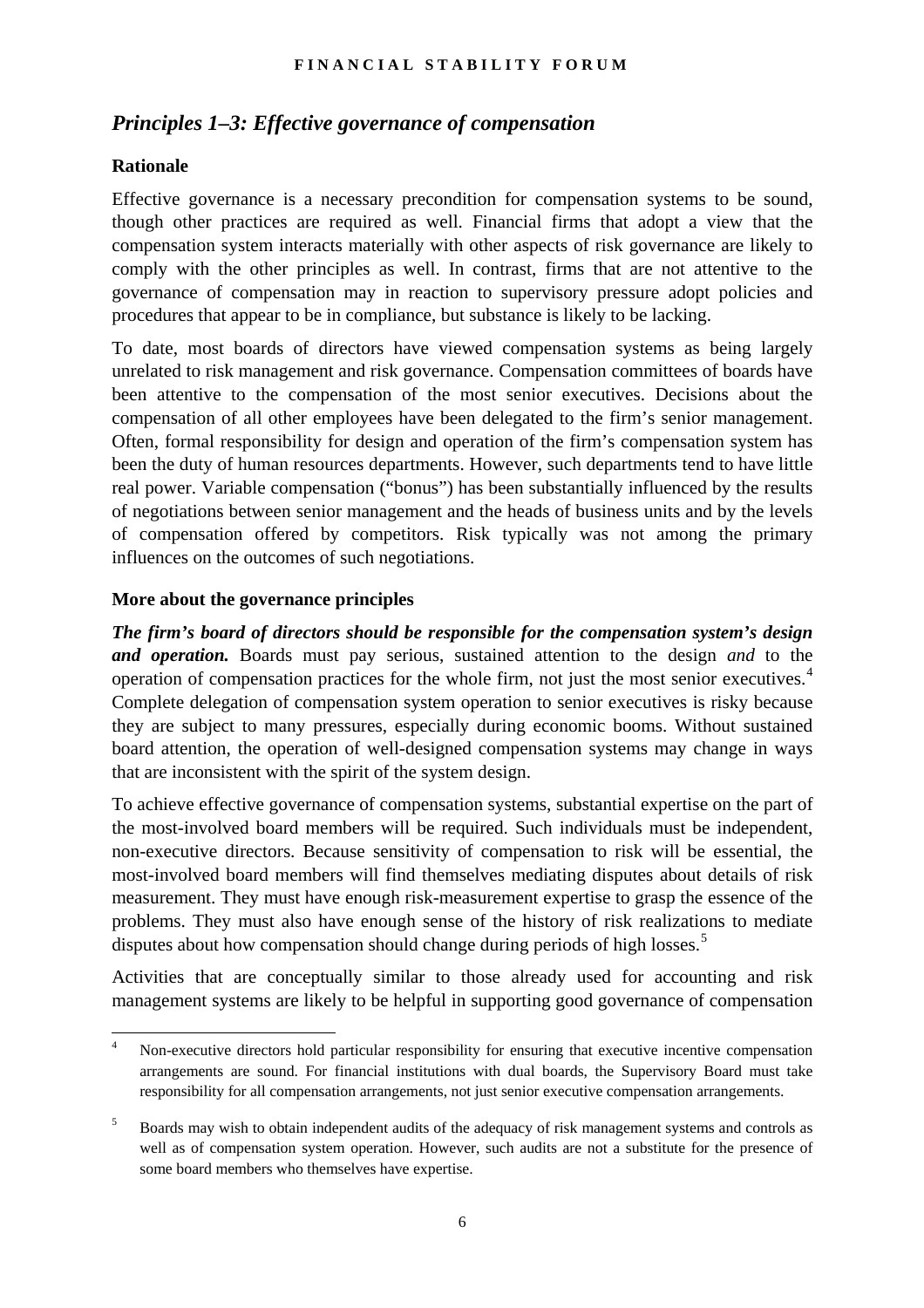## *Principles 1–3: Effective governance of compensation*

### Rationale

Effective governance is a necessary precondition for compensation systems to be sound, though other practices are required as well. Financial firms that adopt a view that the compensation system interacts materially with other aspects of risk governance are likely to comply with the other principles as well. In contrast, firms that are not attentive to the governance of compensation may in reaction to supervisory pressure adopt policies and procedures that appear to be in compliance, but substance is likely to be lacking.

To date, most boards of directors have viewed compensation systems as being largely unrelated to risk management and risk governance. Compensation committees of boards have been attentive to the compensation of the most senior executives. Decisions about the compensation of all other employees have been delegated to the firm's senior management. Often, formal responsibility for design and operation of the firm's compensation system has been the duty of human resources departments. However, such departments tend to have little real power. Variable compensation ("bonus") has been substantially influenced by the results of negotiations between senior management and the heads of business units and by the levels of compensation offered by competitors. Risk typically was not among the primary influences on the outcomes of such negotiations.

### More about the governance principles

***The firm's board of directors should be responsible for the compensation system's design and operation.*** Boards must pay serious, sustained attention to the design *and* to the operation of compensation practices for the whole firm, not just the most senior executives.[4] Complete delegation of compensation system operation to senior executives is risky because they are subject to many pressures, especially during economic booms. Without sustained board attention, the operation of well-designed compensation systems may change in ways that are inconsistent with the spirit of the system design.

To achieve effective governance of compensation systems, substantial expertise on the part of the most-involved board members will be required. Such individuals must be independent, non-executive directors. Because sensitivity of compensation to risk will be essential, the most-involved board members will find themselves mediating disputes about details of risk measurement. They must have enough risk-measurement expertise to grasp the essence of the problems. They must also have enough sense of the history of risk realizations to mediate disputes about how compensation should change during periods of high losses.[5]

Activities that are conceptually similar to those already used for accounting and risk management systems are likely to be helpful in supporting good governance of compensation

[4] Non-executive directors hold particular responsibility for ensuring that executive incentive compensation arrangements are sound. For financial institutions with dual boards, the Supervisory Board must take responsibility for all compensation arrangements, not just senior executive compensation arrangements.

[5] Boards may wish to obtain independent audits of the adequacy of risk management systems and controls as well as of compensation system operation. However, such audits are not a substitute for the presence of some board members who themselves have expertise.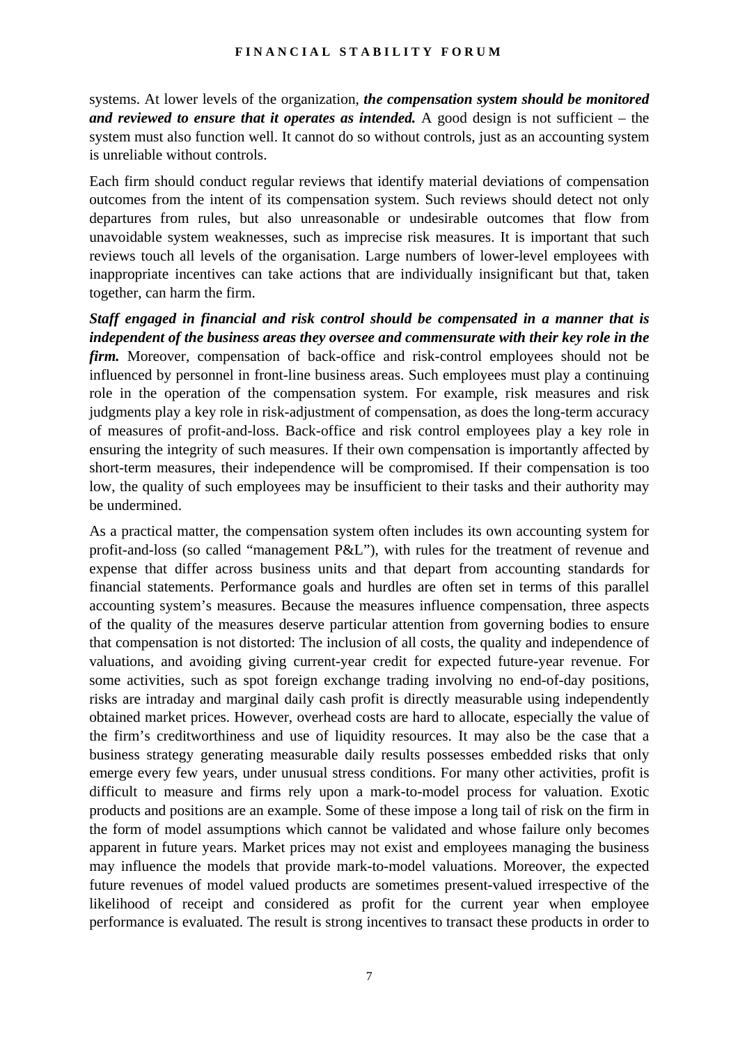systems. At lower levels of the organization, ***the compensation system should be monitored and reviewed to ensure that it operates as intended.*** A good design is not sufficient – the system must also function well. It cannot do so without controls, just as an accounting system is unreliable without controls.

Each firm should conduct regular reviews that identify material deviations of compensation outcomes from the intent of its compensation system. Such reviews should detect not only departures from rules, but also unreasonable or undesirable outcomes that flow from unavoidable system weaknesses, such as imprecise risk measures. It is important that such reviews touch all levels of the organisation. Large numbers of lower-level employees with inappropriate incentives can take actions that are individually insignificant but that, taken together, can harm the firm.

***Staff engaged in financial and risk control should be compensated in a manner that is independent of the business areas they oversee and commensurate with their key role in the firm.*** Moreover, compensation of back-office and risk-control employees should not be influenced by personnel in front-line business areas. Such employees must play a continuing role in the operation of the compensation system. For example, risk measures and risk judgments play a key role in risk-adjustment of compensation, as does the long-term accuracy of measures of profit-and-loss. Back-office and risk control employees play a key role in ensuring the integrity of such measures. If their own compensation is importantly affected by short-term measures, their independence will be compromised. If their compensation is too low, the quality of such employees may be insufficient to their tasks and their authority may be undermined.

As a practical matter, the compensation system often includes its own accounting system for profit-and-loss (so called "management P&L"), with rules for the treatment of revenue and expense that differ across business units and that depart from accounting standards for financial statements. Performance goals and hurdles are often set in terms of this parallel accounting system's measures. Because the measures influence compensation, three aspects of the quality of the measures deserve particular attention from governing bodies to ensure that compensation is not distorted: The inclusion of all costs, the quality and independence of valuations, and avoiding giving current-year credit for expected future-year revenue. For some activities, such as spot foreign exchange trading involving no end-of-day positions, risks are intraday and marginal daily cash profit is directly measurable using independently obtained market prices. However, overhead costs are hard to allocate, especially the value of the firm's creditworthiness and use of liquidity resources. It may also be the case that a business strategy generating measurable daily results possesses embedded risks that only emerge every few years, under unusual stress conditions. For many other activities, profit is difficult to measure and firms rely upon a mark-to-model process for valuation. Exotic products and positions are an example. Some of these impose a long tail of risk on the firm in the form of model assumptions which cannot be validated and whose failure only becomes apparent in future years. Market prices may not exist and employees managing the business may influence the models that provide mark-to-model valuations. Moreover, the expected future revenues of model valued products are sometimes present-valued irrespective of the likelihood of receipt and considered as profit for the current year when employee performance is evaluated. The result is strong incentives to transact these products in order to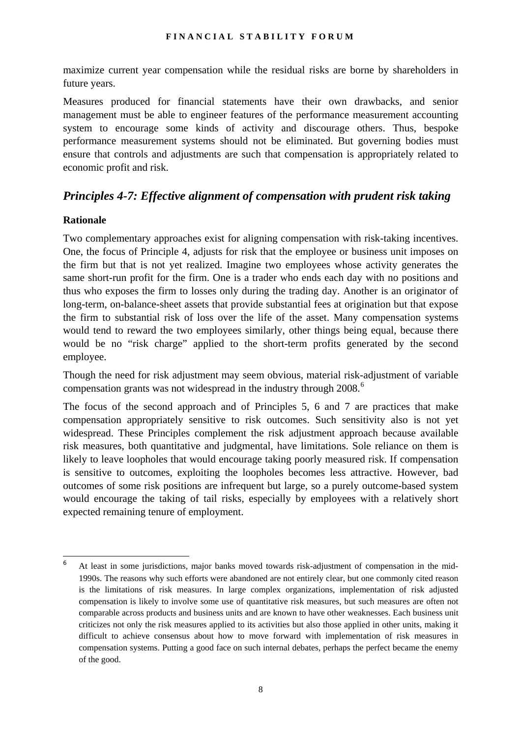maximize current year compensation while the residual risks are borne by shareholders in future years.

Measures produced for financial statements have their own drawbacks, and senior management must be able to engineer features of the performance measurement accounting system to encourage some kinds of activity and discourage others. Thus, bespoke performance measurement systems should not be eliminated. But governing bodies must ensure that controls and adjustments are such that compensation is appropriately related to economic profit and risk.

## *Principles 4-7: Effective alignment of compensation with prudent risk taking*

### Rationale

Two complementary approaches exist for aligning compensation with risk-taking incentives. One, the focus of Principle 4, adjusts for risk that the employee or business unit imposes on the firm but that is not yet realized. Imagine two employees whose activity generates the same short-run profit for the firm. One is a trader who ends each day with no positions and thus who exposes the firm to losses only during the trading day. Another is an originator of long-term, on-balance-sheet assets that provide substantial fees at origination but that expose the firm to substantial risk of loss over the life of the asset. Many compensation systems would tend to reward the two employees similarly, other things being equal, because there would be no "risk charge" applied to the short-term profits generated by the second employee.

Though the need for risk adjustment may seem obvious, material risk-adjustment of variable compensation grants was not widespread in the industry through 2008.[6]

The focus of the second approach and of Principles 5, 6 and 7 are practices that make compensation appropriately sensitive to risk outcomes. Such sensitivity also is not yet widespread. These Principles complement the risk adjustment approach because available risk measures, both quantitative and judgmental, have limitations. Sole reliance on them is likely to leave loopholes that would encourage taking poorly measured risk. If compensation is sensitive to outcomes, exploiting the loopholes becomes less attractive. However, bad outcomes of some risk positions are infrequent but large, so a purely outcome-based system would encourage the taking of tail risks, especially by employees with a relatively short expected remaining tenure of employment.

---

[6] At least in some jurisdictions, major banks moved towards risk-adjustment of compensation in the mid-1990s. The reasons why such efforts were abandoned are not entirely clear, but one commonly cited reason is the limitations of risk measures. In large complex organizations, implementation of risk adjusted compensation is likely to involve some use of quantitative risk measures, but such measures are often not comparable across products and business units and are known to have other weaknesses. Each business unit criticizes not only the risk measures applied to its activities but also those applied in other units, making it difficult to achieve consensus about how to move forward with implementation of risk measures in compensation systems. Putting a good face on such internal debates, perhaps the perfect became the enemy of the good.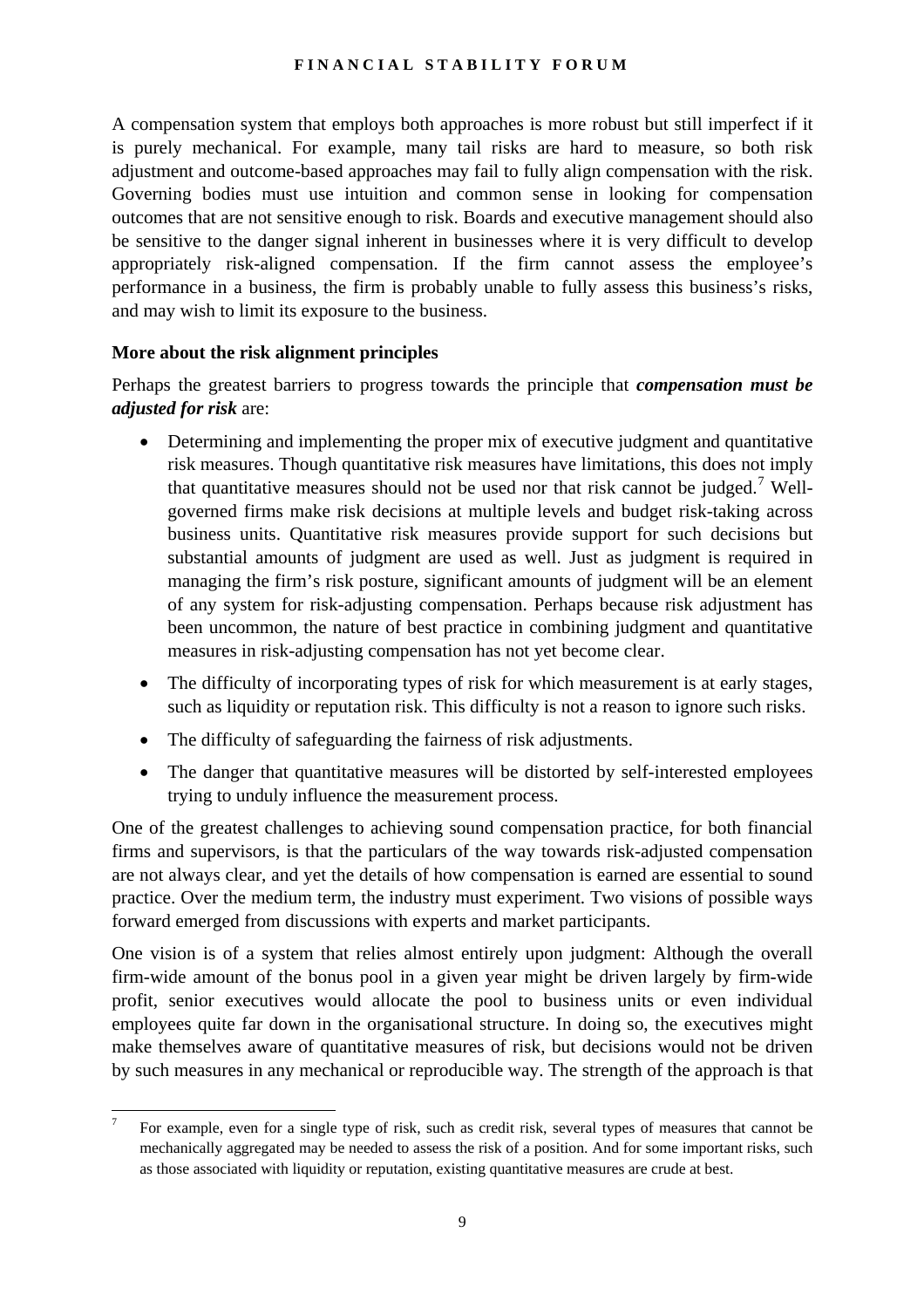A compensation system that employs both approaches is more robust but still imperfect if it is purely mechanical. For example, many tail risks are hard to measure, so both risk adjustment and outcome-based approaches may fail to fully align compensation with the risk. Governing bodies must use intuition and common sense in looking for compensation outcomes that are not sensitive enough to risk. Boards and executive management should also be sensitive to the danger signal inherent in businesses where it is very difficult to develop appropriately risk-aligned compensation. If the firm cannot assess the employee's performance in a business, the firm is probably unable to fully assess this business's risks, and may wish to limit its exposure to the business.

**More about the risk alignment principles**

Perhaps the greatest barriers to progress towards the principle that ***compensation must be adjusted for risk*** are:

- Determining and implementing the proper mix of executive judgment and quantitative risk measures. Though quantitative risk measures have limitations, this does not imply that quantitative measures should not be used nor that risk cannot be judged.[7] Well-governed firms make risk decisions at multiple levels and budget risk-taking across business units. Quantitative risk measures provide support for such decisions but substantial amounts of judgment are used as well. Just as judgment is required in managing the firm's risk posture, significant amounts of judgment will be an element of any system for risk-adjusting compensation. Perhaps because risk adjustment has been uncommon, the nature of best practice in combining judgment and quantitative measures in risk-adjusting compensation has not yet become clear.
- The difficulty of incorporating types of risk for which measurement is at early stages, such as liquidity or reputation risk. This difficulty is not a reason to ignore such risks.
- The difficulty of safeguarding the fairness of risk adjustments.
- The danger that quantitative measures will be distorted by self-interested employees trying to unduly influence the measurement process.

One of the greatest challenges to achieving sound compensation practice, for both financial firms and supervisors, is that the particulars of the way towards risk-adjusted compensation are not always clear, and yet the details of how compensation is earned are essential to sound practice. Over the medium term, the industry must experiment. Two visions of possible ways forward emerged from discussions with experts and market participants.

One vision is of a system that relies almost entirely upon judgment: Although the overall firm-wide amount of the bonus pool in a given year might be driven largely by firm-wide profit, senior executives would allocate the pool to business units or even individual employees quite far down in the organisational structure. In doing so, the executives might make themselves aware of quantitative measures of risk, but decisions would not be driven by such measures in any mechanical or reproducible way. The strength of the approach is that

[7] For example, even for a single type of risk, such as credit risk, several types of measures that cannot be mechanically aggregated may be needed to assess the risk of a position. And for some important risks, such as those associated with liquidity or reputation, existing quantitative measures are crude at best.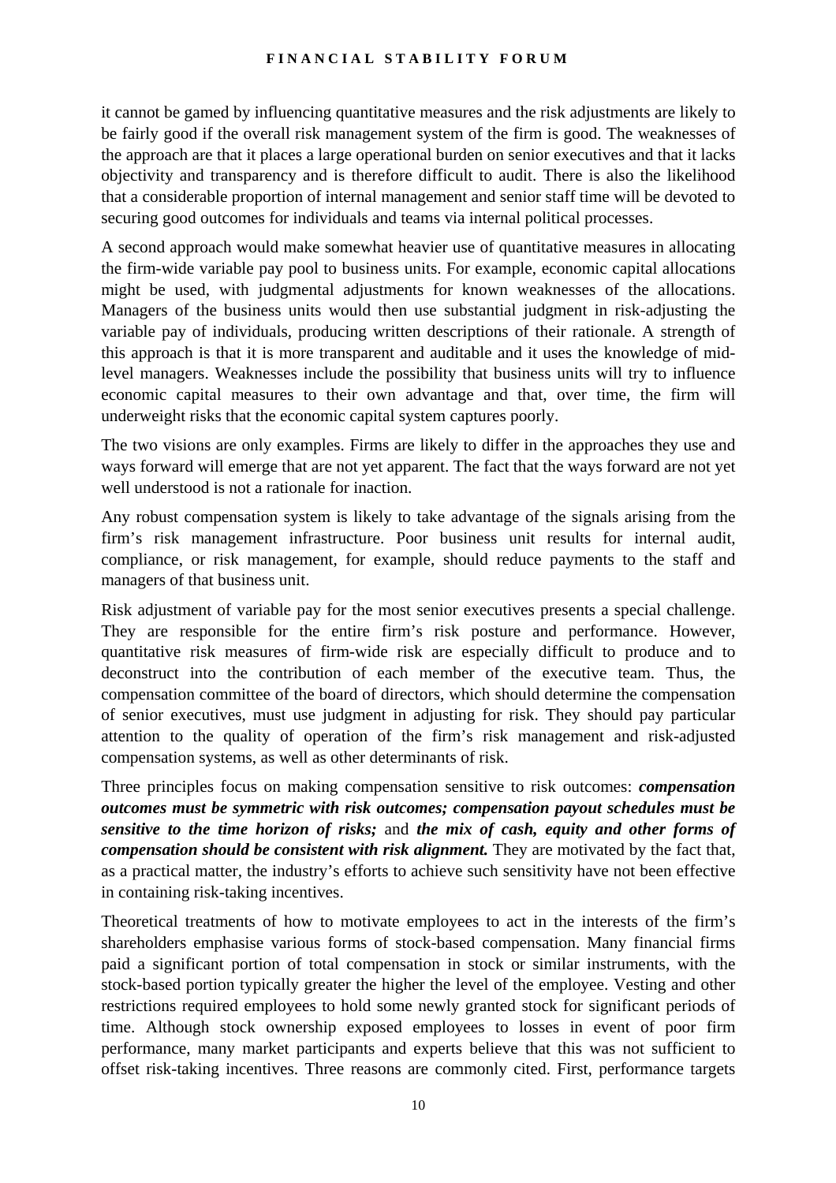it cannot be gamed by influencing quantitative measures and the risk adjustments are likely to be fairly good if the overall risk management system of the firm is good. The weaknesses of the approach are that it places a large operational burden on senior executives and that it lacks objectivity and transparency and is therefore difficult to audit. There is also the likelihood that a considerable proportion of internal management and senior staff time will be devoted to securing good outcomes for individuals and teams via internal political processes.

A second approach would make somewhat heavier use of quantitative measures in allocating the firm-wide variable pay pool to business units. For example, economic capital allocations might be used, with judgmental adjustments for known weaknesses of the allocations. Managers of the business units would then use substantial judgment in risk-adjusting the variable pay of individuals, producing written descriptions of their rationale. A strength of this approach is that it is more transparent and auditable and it uses the knowledge of mid-level managers. Weaknesses include the possibility that business units will try to influence economic capital measures to their own advantage and that, over time, the firm will underweight risks that the economic capital system captures poorly.

The two visions are only examples. Firms are likely to differ in the approaches they use and ways forward will emerge that are not yet apparent. The fact that the ways forward are not yet well understood is not a rationale for inaction.

Any robust compensation system is likely to take advantage of the signals arising from the firm's risk management infrastructure. Poor business unit results for internal audit, compliance, or risk management, for example, should reduce payments to the staff and managers of that business unit.

Risk adjustment of variable pay for the most senior executives presents a special challenge. They are responsible for the entire firm's risk posture and performance. However, quantitative risk measures of firm-wide risk are especially difficult to produce and to deconstruct into the contribution of each member of the executive team. Thus, the compensation committee of the board of directors, which should determine the compensation of senior executives, must use judgment in adjusting for risk. They should pay particular attention to the quality of operation of the firm's risk management and risk-adjusted compensation systems, as well as other determinants of risk.

Three principles focus on making compensation sensitive to risk outcomes: ***compensation outcomes must be symmetric with risk outcomes; compensation payout schedules must be sensitive to the time horizon of risks;*** and ***the mix of cash, equity and other forms of compensation should be consistent with risk alignment.*** They are motivated by the fact that, as a practical matter, the industry's efforts to achieve such sensitivity have not been effective in containing risk-taking incentives.

Theoretical treatments of how to motivate employees to act in the interests of the firm's shareholders emphasise various forms of stock-based compensation. Many financial firms paid a significant portion of total compensation in stock or similar instruments, with the stock-based portion typically greater the higher the level of the employee. Vesting and other restrictions required employees to hold some newly granted stock for significant periods of time. Although stock ownership exposed employees to losses in event of poor firm performance, many market participants and experts believe that this was not sufficient to offset risk-taking incentives. Three reasons are commonly cited. First, performance targets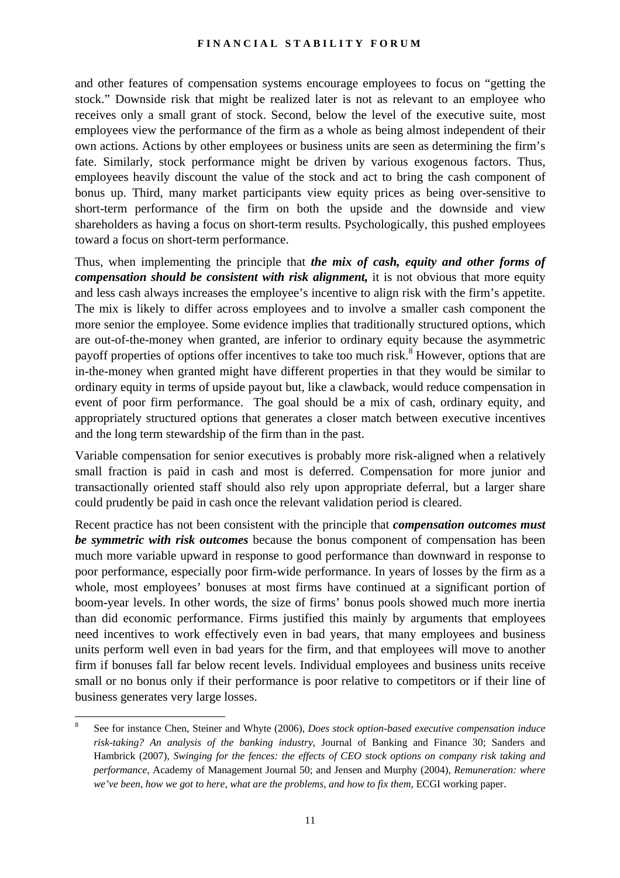and other features of compensation systems encourage employees to focus on "getting the stock." Downside risk that might be realized later is not as relevant to an employee who receives only a small grant of stock. Second, below the level of the executive suite, most employees view the performance of the firm as a whole as being almost independent of their own actions. Actions by other employees or business units are seen as determining the firm's fate. Similarly, stock performance might be driven by various exogenous factors. Thus, employees heavily discount the value of the stock and act to bring the cash component of bonus up. Third, many market participants view equity prices as being over-sensitive to short-term performance of the firm on both the upside and the downside and view shareholders as having a focus on short-term results. Psychologically, this pushed employees toward a focus on short-term performance.

Thus, when implementing the principle that ***the mix of cash, equity and other forms of compensation should be consistent with risk alignment,*** it is not obvious that more equity and less cash always increases the employee's incentive to align risk with the firm's appetite. The mix is likely to differ across employees and to involve a smaller cash component the more senior the employee. Some evidence implies that traditionally structured options, which are out-of-the-money when granted, are inferior to ordinary equity because the asymmetric payoff properties of options offer incentives to take too much risk.[8] However, options that are in-the-money when granted might have different properties in that they would be similar to ordinary equity in terms of upside payout but, like a clawback, would reduce compensation in event of poor firm performance. The goal should be a mix of cash, ordinary equity, and appropriately structured options that generates a closer match between executive incentives and the long term stewardship of the firm than in the past.

Variable compensation for senior executives is probably more risk-aligned when a relatively small fraction is paid in cash and most is deferred. Compensation for more junior and transactionally oriented staff should also rely upon appropriate deferral, but a larger share could prudently be paid in cash once the relevant validation period is cleared.

Recent practice has not been consistent with the principle that ***compensation outcomes must be symmetric with risk outcomes*** because the bonus component of compensation has been much more variable upward in response to good performance than downward in response to poor performance, especially poor firm-wide performance. In years of losses by the firm as a whole, most employees' bonuses at most firms have continued at a significant portion of boom-year levels. In other words, the size of firms' bonus pools showed much more inertia than did economic performance. Firms justified this mainly by arguments that employees need incentives to work effectively even in bad years, that many employees and business units perform well even in bad years for the firm, and that employees will move to another firm if bonuses fall far below recent levels. Individual employees and business units receive small or no bonus only if their performance is poor relative to competitors or if their line of business generates very large losses.

---

[8] See for instance Chen, Steiner and Whyte (2006), *Does stock option-based executive compensation induce risk-taking? An analysis of the banking industry*, Journal of Banking and Finance 30; Sanders and Hambrick (2007), *Swinging for the fences: the effects of CEO stock options on company risk taking and performance*, Academy of Management Journal 50; and Jensen and Murphy (2004), *Remuneration: where we've been, how we got to here, what are the problems, and how to fix them*, ECGI working paper.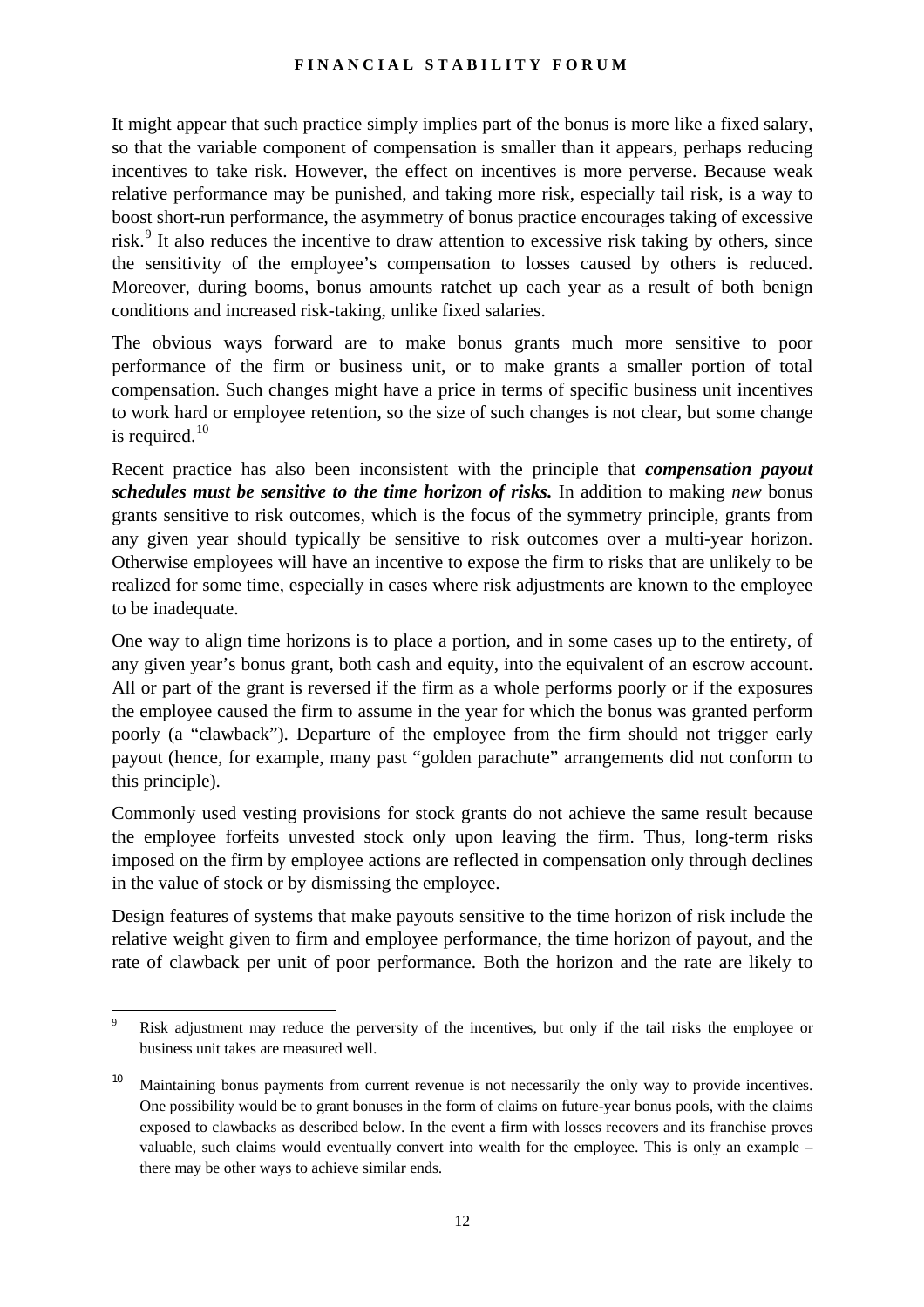It might appear that such practice simply implies part of the bonus is more like a fixed salary, so that the variable component of compensation is smaller than it appears, perhaps reducing incentives to take risk. However, the effect on incentives is more perverse. Because weak relative performance may be punished, and taking more risk, especially tail risk, is a way to boost short-run performance, the asymmetry of bonus practice encourages taking of excessive risk.[9] It also reduces the incentive to draw attention to excessive risk taking by others, since the sensitivity of the employee's compensation to losses caused by others is reduced. Moreover, during booms, bonus amounts ratchet up each year as a result of both benign conditions and increased risk-taking, unlike fixed salaries.

The obvious ways forward are to make bonus grants much more sensitive to poor performance of the firm or business unit, or to make grants a smaller portion of total compensation. Such changes might have a price in terms of specific business unit incentives to work hard or employee retention, so the size of such changes is not clear, but some change is required.[10]

Recent practice has also been inconsistent with the principle that ***compensation payout schedules must be sensitive to the time horizon of risks.*** In addition to making *new* bonus grants sensitive to risk outcomes, which is the focus of the symmetry principle, grants from any given year should typically be sensitive to risk outcomes over a multi-year horizon. Otherwise employees will have an incentive to expose the firm to risks that are unlikely to be realized for some time, especially in cases where risk adjustments are known to the employee to be inadequate.

One way to align time horizons is to place a portion, and in some cases up to the entirety, of any given year's bonus grant, both cash and equity, into the equivalent of an escrow account. All or part of the grant is reversed if the firm as a whole performs poorly or if the exposures the employee caused the firm to assume in the year for which the bonus was granted perform poorly (a "clawback"). Departure of the employee from the firm should not trigger early payout (hence, for example, many past "golden parachute" arrangements did not conform to this principle).

Commonly used vesting provisions for stock grants do not achieve the same result because the employee forfeits unvested stock only upon leaving the firm. Thus, long-term risks imposed on the firm by employee actions are reflected in compensation only through declines in the value of stock or by dismissing the employee.

Design features of systems that make payouts sensitive to the time horizon of risk include the relative weight given to firm and employee performance, the time horizon of payout, and the rate of clawback per unit of poor performance. Both the horizon and the rate are likely to

---

[9] Risk adjustment may reduce the perversity of the incentives, but only if the tail risks the employee or business unit takes are measured well.

[10] Maintaining bonus payments from current revenue is not necessarily the only way to provide incentives. One possibility would be to grant bonuses in the form of claims on future-year bonus pools, with the claims exposed to clawbacks as described below. In the event a firm with losses recovers and its franchise proves valuable, such claims would eventually convert into wealth for the employee. This is only an example – there may be other ways to achieve similar ends.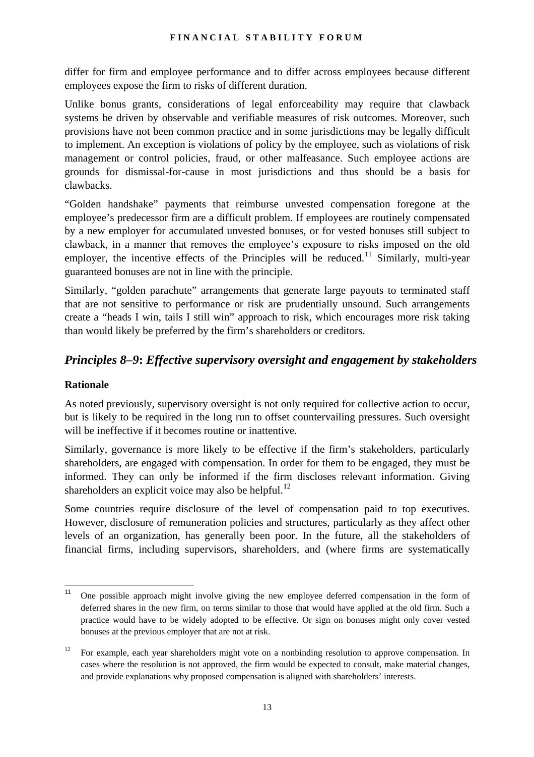differ for firm and employee performance and to differ across employees because different employees expose the firm to risks of different duration.

Unlike bonus grants, considerations of legal enforceability may require that clawback systems be driven by observable and verifiable measures of risk outcomes. Moreover, such provisions have not been common practice and in some jurisdictions may be legally difficult to implement. An exception is violations of policy by the employee, such as violations of risk management or control policies, fraud, or other malfeasance. Such employee actions are grounds for dismissal-for-cause in most jurisdictions and thus should be a basis for clawbacks.

"Golden handshake" payments that reimburse unvested compensation foregone at the employee's predecessor firm are a difficult problem. If employees are routinely compensated by a new employer for accumulated unvested bonuses, or for vested bonuses still subject to clawback, in a manner that removes the employee's exposure to risks imposed on the old employer, the incentive effects of the Principles will be reduced.[11] Similarly, multi-year guaranteed bonuses are not in line with the principle.

Similarly, "golden parachute" arrangements that generate large payouts to terminated staff that are not sensitive to performance or risk are prudentially unsound. Such arrangements create a "heads I win, tails I still win" approach to risk, which encourages more risk taking than would likely be preferred by the firm's shareholders or creditors.

## *Principles 8–9: Effective supervisory oversight and engagement by stakeholders*

### Rationale

As noted previously, supervisory oversight is not only required for collective action to occur, but is likely to be required in the long run to offset countervailing pressures. Such oversight will be ineffective if it becomes routine or inattentive.

Similarly, governance is more likely to be effective if the firm's stakeholders, particularly shareholders, are engaged with compensation. In order for them to be engaged, they must be informed. They can only be informed if the firm discloses relevant information. Giving shareholders an explicit voice may also be helpful.[12]

Some countries require disclosure of the level of compensation paid to top executives. However, disclosure of remuneration policies and structures, particularly as they affect other levels of an organization, has generally been poor. In the future, all the stakeholders of financial firms, including supervisors, shareholders, and (where firms are systematically

---

[11] One possible approach might involve giving the new employee deferred compensation in the form of deferred shares in the new firm, on terms similar to those that would have applied at the old firm. Such a practice would have to be widely adopted to be effective. Or sign on bonuses might only cover vested bonuses at the previous employer that are not at risk.

[12] For example, each year shareholders might vote on a nonbinding resolution to approve compensation. In cases where the resolution is not approved, the firm would be expected to consult, make material changes, and provide explanations why proposed compensation is aligned with shareholders' interests.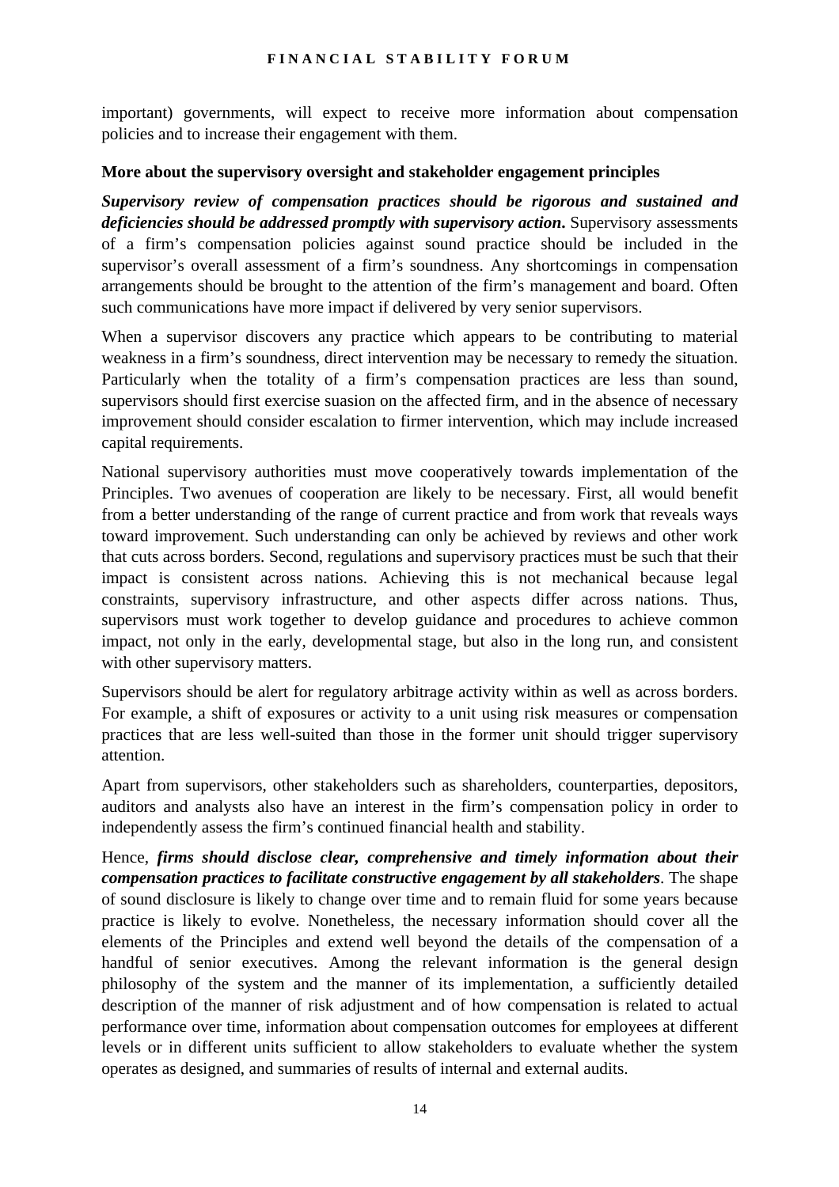important) governments, will expect to receive more information about compensation policies and to increase their engagement with them.

**More about the supervisory oversight and stakeholder engagement principles**

***Supervisory review of compensation practices should be rigorous and sustained and deficiencies should be addressed promptly with supervisory action.*** Supervisory assessments of a firm's compensation policies against sound practice should be included in the supervisor's overall assessment of a firm's soundness. Any shortcomings in compensation arrangements should be brought to the attention of the firm's management and board. Often such communications have more impact if delivered by very senior supervisors.

When a supervisor discovers any practice which appears to be contributing to material weakness in a firm's soundness, direct intervention may be necessary to remedy the situation. Particularly when the totality of a firm's compensation practices are less than sound, supervisors should first exercise suasion on the affected firm, and in the absence of necessary improvement should consider escalation to firmer intervention, which may include increased capital requirements.

National supervisory authorities must move cooperatively towards implementation of the Principles. Two avenues of cooperation are likely to be necessary. First, all would benefit from a better understanding of the range of current practice and from work that reveals ways toward improvement. Such understanding can only be achieved by reviews and other work that cuts across borders. Second, regulations and supervisory practices must be such that their impact is consistent across nations. Achieving this is not mechanical because legal constraints, supervisory infrastructure, and other aspects differ across nations. Thus, supervisors must work together to develop guidance and procedures to achieve common impact, not only in the early, developmental stage, but also in the long run, and consistent with other supervisory matters.

Supervisors should be alert for regulatory arbitrage activity within as well as across borders. For example, a shift of exposures or activity to a unit using risk measures or compensation practices that are less well-suited than those in the former unit should trigger supervisory attention.

Apart from supervisors, other stakeholders such as shareholders, counterparties, depositors, auditors and analysts also have an interest in the firm's compensation policy in order to independently assess the firm's continued financial health and stability.

Hence, ***firms should disclose clear, comprehensive and timely information about their compensation practices to facilitate constructive engagement by all stakeholders***. The shape of sound disclosure is likely to change over time and to remain fluid for some years because practice is likely to evolve. Nonetheless, the necessary information should cover all the elements of the Principles and extend well beyond the details of the compensation of a handful of senior executives. Among the relevant information is the general design philosophy of the system and the manner of its implementation, a sufficiently detailed description of the manner of risk adjustment and of how compensation is related to actual performance over time, information about compensation outcomes for employees at different levels or in different units sufficient to allow stakeholders to evaluate whether the system operates as designed, and summaries of results of internal and external audits.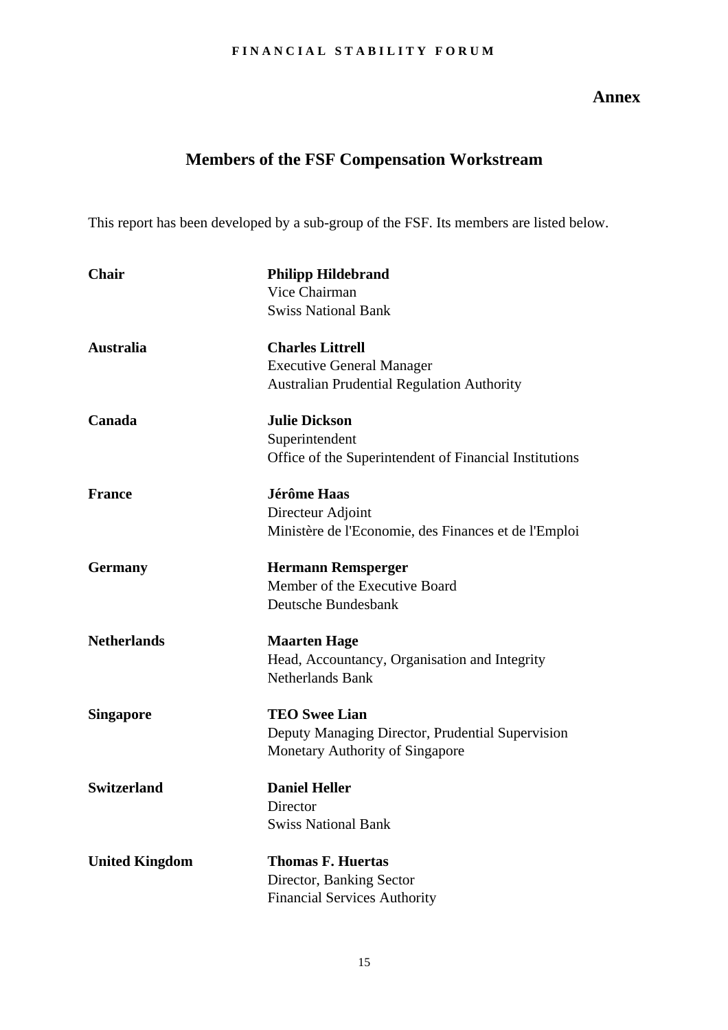**Annex**

## Members of the FSF Compensation Workstream

This report has been developed by a sub-group of the FSF. Its members are listed below.

| | |
|---|---|
| **Chair** | **Philipp Hildebrand**<br>Vice Chairman<br>Swiss National Bank |
| **Australia** | **Charles Littrell**<br>Executive General Manager<br>Australian Prudential Regulation Authority |
| **Canada** | **Julie Dickson**<br>Superintendent<br>Office of the Superintendent of Financial Institutions |
| **France** | **Jérôme Haas**<br>Directeur Adjoint<br>Ministère de l'Economie, des Finances et de l'Emploi |
| **Germany** | **Hermann Remsperger**<br>Member of the Executive Board<br>Deutsche Bundesbank |
| **Netherlands** | **Maarten Hage**<br>Head, Accountancy, Organisation and Integrity<br>Netherlands Bank |
| **Singapore** | **TEO Swee Lian**<br>Deputy Managing Director, Prudential Supervision<br>Monetary Authority of Singapore |
| **Switzerland** | **Daniel Heller**<br>Director<br>Swiss National Bank |
| **United Kingdom** | **Thomas F. Huertas**<br>Director, Banking Sector<br>Financial Services Authority |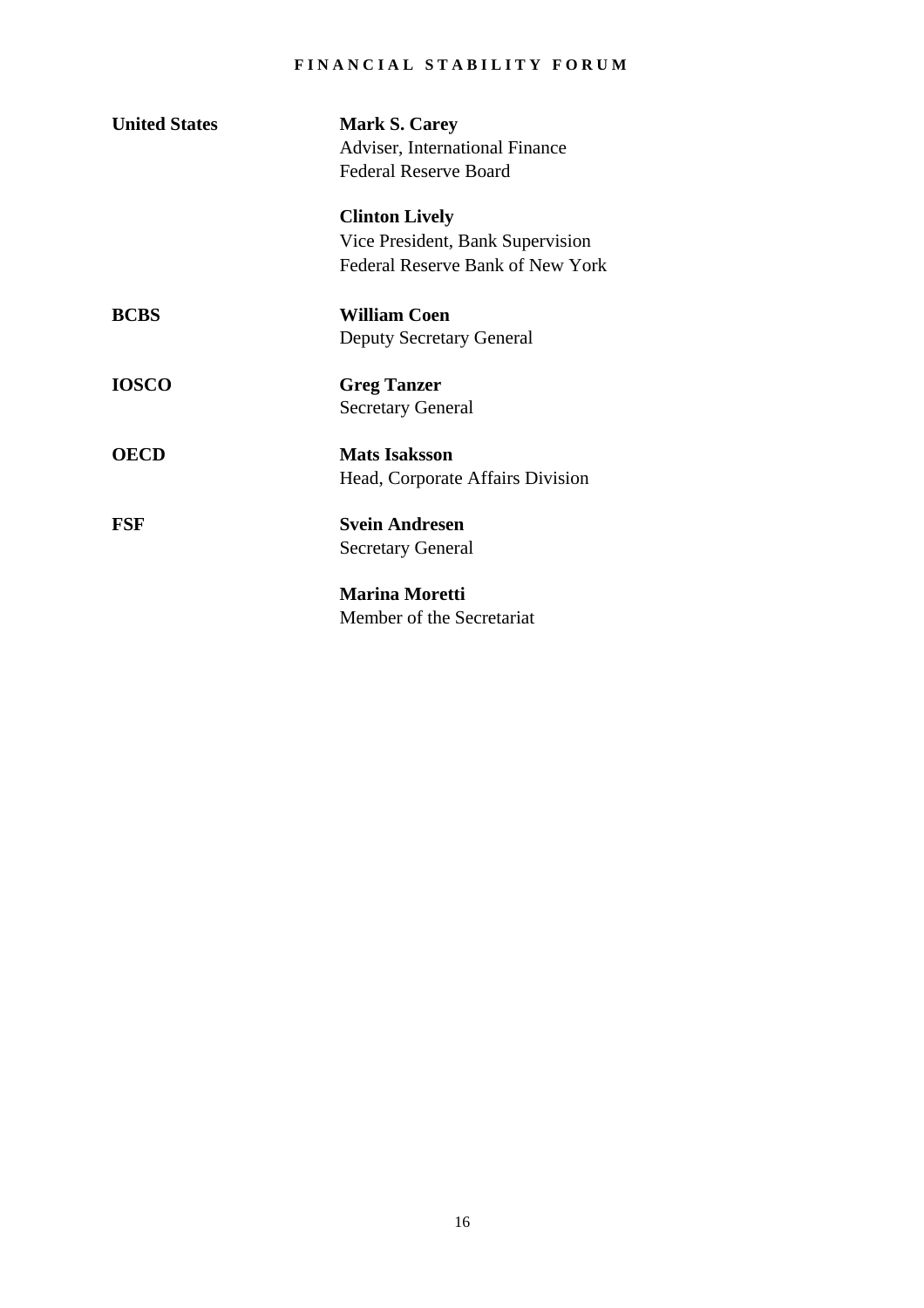| | |
|---|---|
| **United States** | **Mark S. Carey**<br>Adviser, International Finance<br>Federal Reserve Board |
| | **Clinton Lively**<br>Vice President, Bank Supervision<br>Federal Reserve Bank of New York |
| **BCBS** | **William Coen**<br>Deputy Secretary General |
| **IOSCO** | **Greg Tanzer**<br>Secretary General |
| **OECD** | **Mats Isaksson**<br>Head, Corporate Affairs Division |
| **FSF** | **Svein Andresen**<br>Secretary General |
| | **Marina Moretti**<br>Member of the Secretariat |